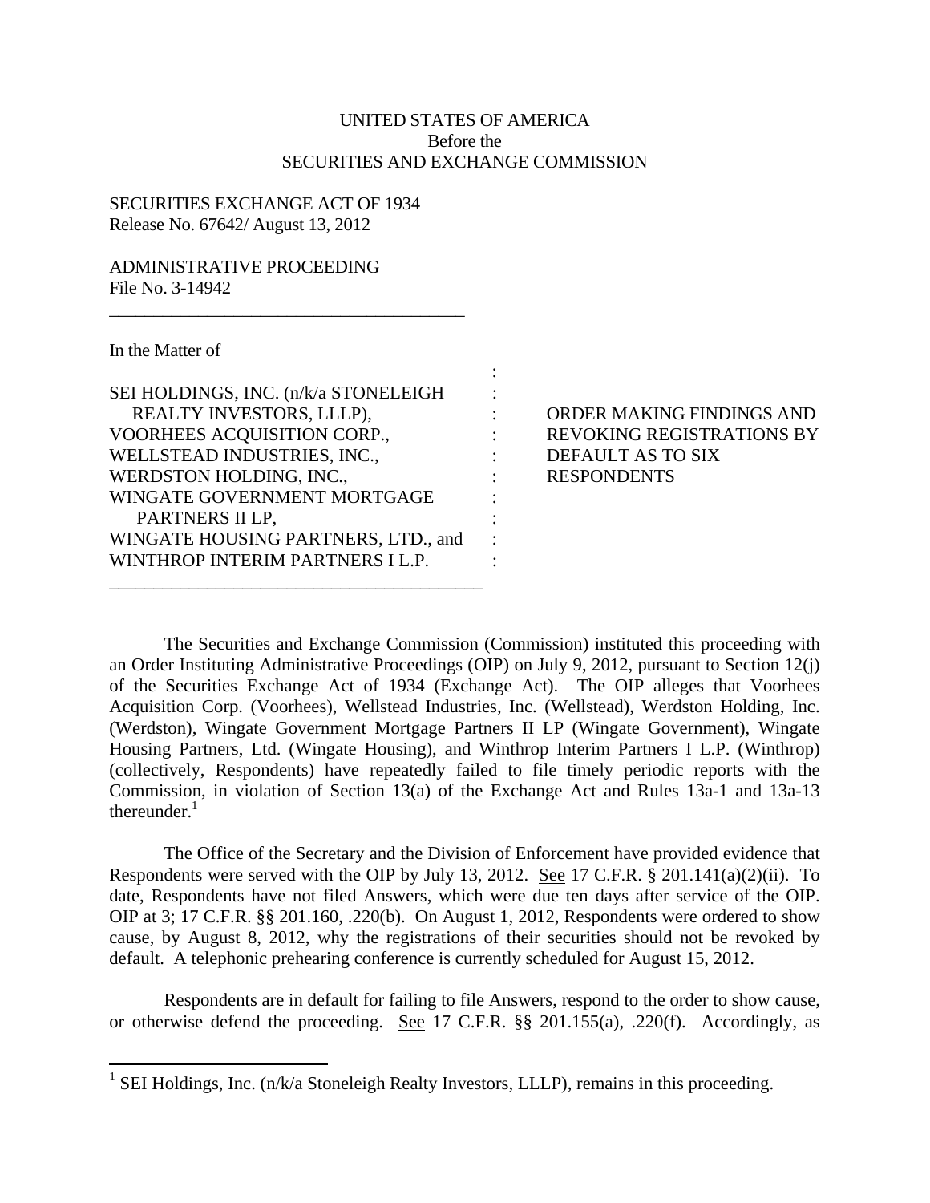UNITED STATES OF AMERICA
Before the
SECURITIES AND EXCHANGE COMMISSION

SECURITIES EXCHANGE ACT OF 1934
Release No. 67642/ August 13, 2012

ADMINISTRATIVE PROCEEDING
File No. 3-14942

---

In the Matter of

| | | |
|---|---|---|
| SEI HOLDINGS, INC. (n/k/a STONELEIGH REALTY INVESTORS, LLLP), VOORHEES ACQUISITION CORP., WELLSTEAD INDUSTRIES, INC., WERDSTON HOLDING, INC., WINGATE GOVERNMENT MORTGAGE PARTNERS II LP, WINGATE HOUSING PARTNERS, LTD., and WINTHROP INTERIM PARTNERS I L.P. | : | ORDER MAKING FINDINGS AND REVOKING REGISTRATIONS BY DEFAULT AS TO SIX RESPONDENTS |

---

The Securities and Exchange Commission (Commission) instituted this proceeding with an Order Instituting Administrative Proceedings (OIP) on July 9, 2012, pursuant to Section 12(j) of the Securities Exchange Act of 1934 (Exchange Act). The OIP alleges that Voorhees Acquisition Corp. (Voorhees), Wellstead Industries, Inc. (Wellstead), Werdston Holding, Inc. (Werdston), Wingate Government Mortgage Partners II LP (Wingate Government), Wingate Housing Partners, Ltd. (Wingate Housing), and Winthrop Interim Partners I L.P. (Winthrop) (collectively, Respondents) have repeatedly failed to file timely periodic reports with the Commission, in violation of Section 13(a) of the Exchange Act and Rules 13a-1 and 13a-13 thereunder.[1]

The Office of the Secretary and the Division of Enforcement have provided evidence that Respondents were served with the OIP by July 13, 2012. See 17 C.F.R. § 201.141(a)(2)(ii). To date, Respondents have not filed Answers, which were due ten days after service of the OIP. OIP at 3; 17 C.F.R. §§ 201.160, .220(b). On August 1, 2012, Respondents were ordered to show cause, by August 8, 2012, why the registrations of their securities should not be revoked by default. A telephonic prehearing conference is currently scheduled for August 15, 2012.

Respondents are in default for failing to file Answers, respond to the order to show cause, or otherwise defend the proceeding. See 17 C.F.R. §§ 201.155(a), .220(f). Accordingly, as

---

[1] SEI Holdings, Inc. (n/k/a Stoneleigh Realty Investors, LLLP), remains in this proceeding.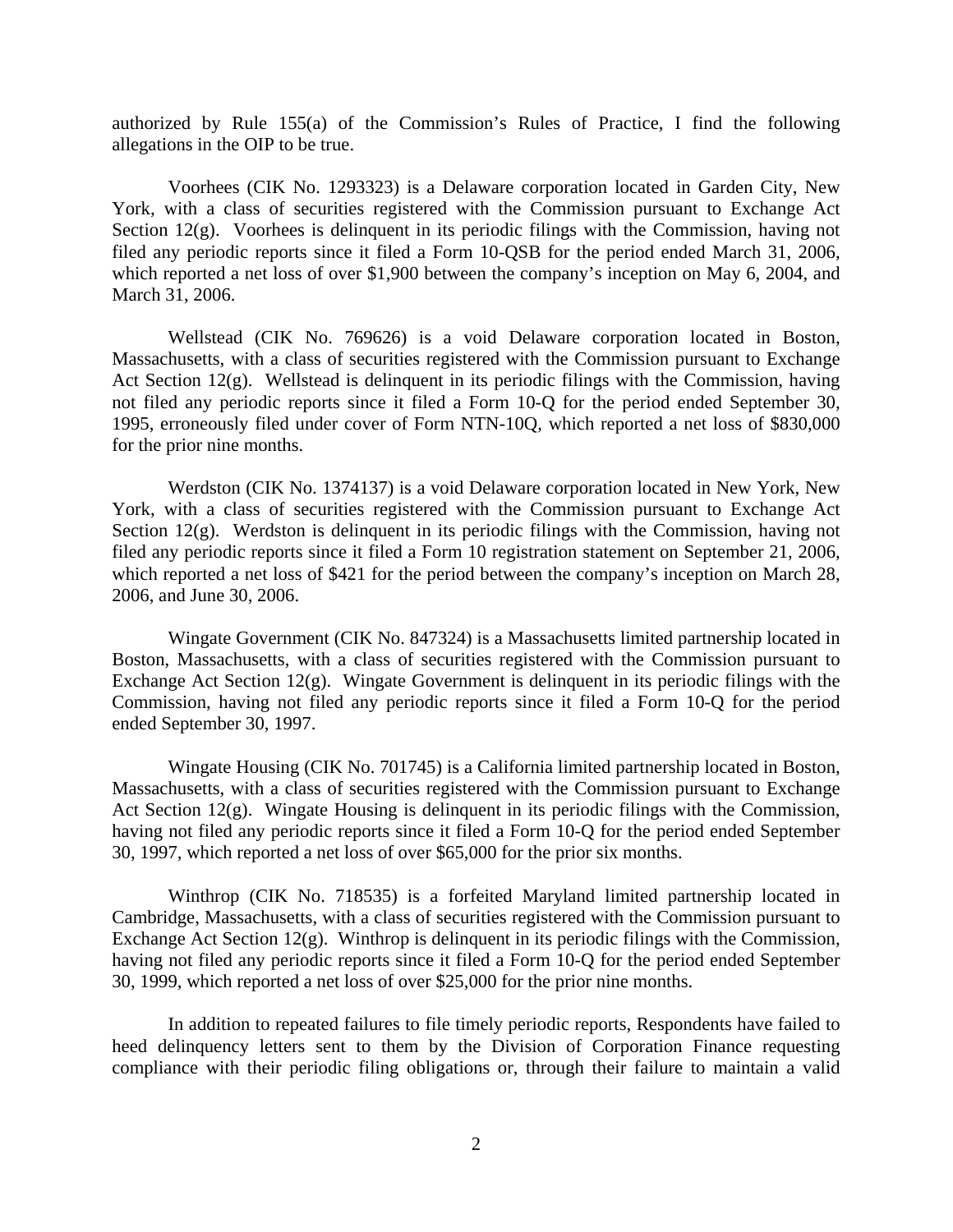authorized by Rule 155(a) of the Commission's Rules of Practice, I find the following allegations in the OIP to be true.

Voorhees (CIK No. 1293323) is a Delaware corporation located in Garden City, New York, with a class of securities registered with the Commission pursuant to Exchange Act Section 12(g). Voorhees is delinquent in its periodic filings with the Commission, having not filed any periodic reports since it filed a Form 10-QSB for the period ended March 31, 2006, which reported a net loss of over $1,900 between the company's inception on May 6, 2004, and March 31, 2006.

Wellstead (CIK No. 769626) is a void Delaware corporation located in Boston, Massachusetts, with a class of securities registered with the Commission pursuant to Exchange Act Section 12(g). Wellstead is delinquent in its periodic filings with the Commission, having not filed any periodic reports since it filed a Form 10-Q for the period ended September 30, 1995, erroneously filed under cover of Form NTN-10Q, which reported a net loss of $830,000 for the prior nine months.

Werdston (CIK No. 1374137) is a void Delaware corporation located in New York, New York, with a class of securities registered with the Commission pursuant to Exchange Act Section 12(g). Werdston is delinquent in its periodic filings with the Commission, having not filed any periodic reports since it filed a Form 10 registration statement on September 21, 2006, which reported a net loss of $421 for the period between the company's inception on March 28, 2006, and June 30, 2006.

Wingate Government (CIK No. 847324) is a Massachusetts limited partnership located in Boston, Massachusetts, with a class of securities registered with the Commission pursuant to Exchange Act Section 12(g). Wingate Government is delinquent in its periodic filings with the Commission, having not filed any periodic reports since it filed a Form 10-Q for the period ended September 30, 1997.

Wingate Housing (CIK No. 701745) is a California limited partnership located in Boston, Massachusetts, with a class of securities registered with the Commission pursuant to Exchange Act Section 12(g). Wingate Housing is delinquent in its periodic filings with the Commission, having not filed any periodic reports since it filed a Form 10-Q for the period ended September 30, 1997, which reported a net loss of over $65,000 for the prior six months.

Winthrop (CIK No. 718535) is a forfeited Maryland limited partnership located in Cambridge, Massachusetts, with a class of securities registered with the Commission pursuant to Exchange Act Section 12(g). Winthrop is delinquent in its periodic filings with the Commission, having not filed any periodic reports since it filed a Form 10-Q for the period ended September 30, 1999, which reported a net loss of over $25,000 for the prior nine months.

In addition to repeated failures to file timely periodic reports, Respondents have failed to heed delinquency letters sent to them by the Division of Corporation Finance requesting compliance with their periodic filing obligations or, through their failure to maintain a valid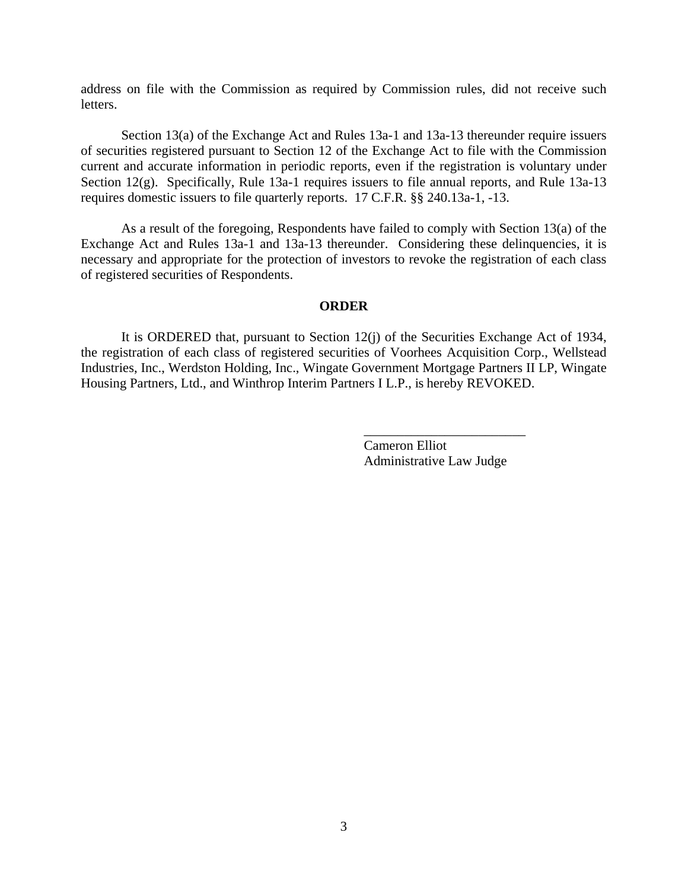address on file with the Commission as required by Commission rules, did not receive such letters.

Section 13(a) of the Exchange Act and Rules 13a-1 and 13a-13 thereunder require issuers of securities registered pursuant to Section 12 of the Exchange Act to file with the Commission current and accurate information in periodic reports, even if the registration is voluntary under Section 12(g). Specifically, Rule 13a-1 requires issuers to file annual reports, and Rule 13a-13 requires domestic issuers to file quarterly reports. 17 C.F.R. §§ 240.13a-1, -13.

As a result of the foregoing, Respondents have failed to comply with Section 13(a) of the Exchange Act and Rules 13a-1 and 13a-13 thereunder. Considering these delinquencies, it is necessary and appropriate for the protection of investors to revoke the registration of each class of registered securities of Respondents.

## ORDER

It is ORDERED that, pursuant to Section 12(j) of the Securities Exchange Act of 1934, the registration of each class of registered securities of Voorhees Acquisition Corp., Wellstead Industries, Inc., Werdston Holding, Inc., Wingate Government Mortgage Partners II LP, Wingate Housing Partners, Ltd., and Winthrop Interim Partners I L.P., is hereby REVOKED.

\_\_\_\_\_\_\_\_\_\_\_\_\_\_\_\_\_\_\_\_\_\_\_\_\_\_

Cameron Elliot
Administrative Law Judge